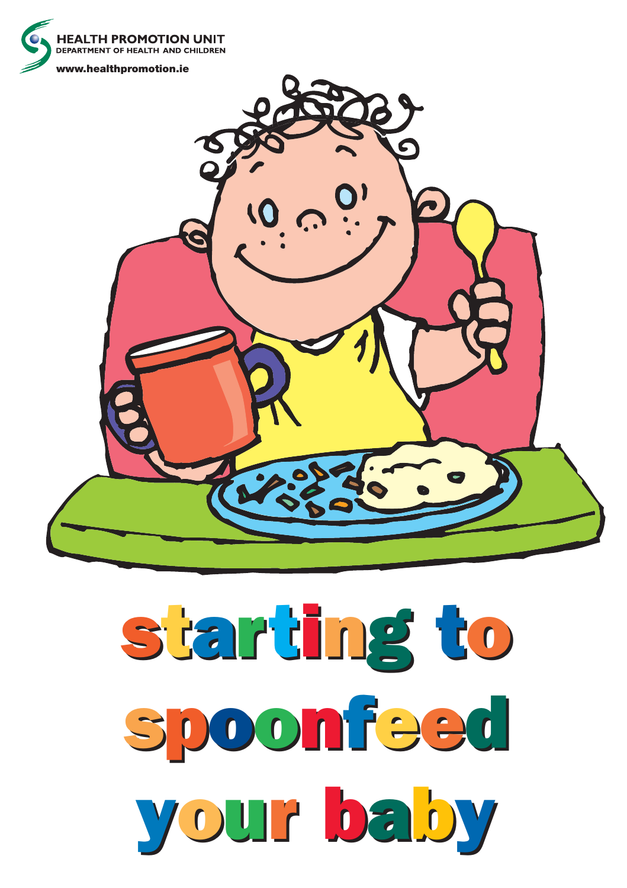HEALTH PROMOTION UNIT
DEPARTMENT OF HEALTH AND CHILDREN
www.healthpromotion.ie

# starting to spoonfeed your baby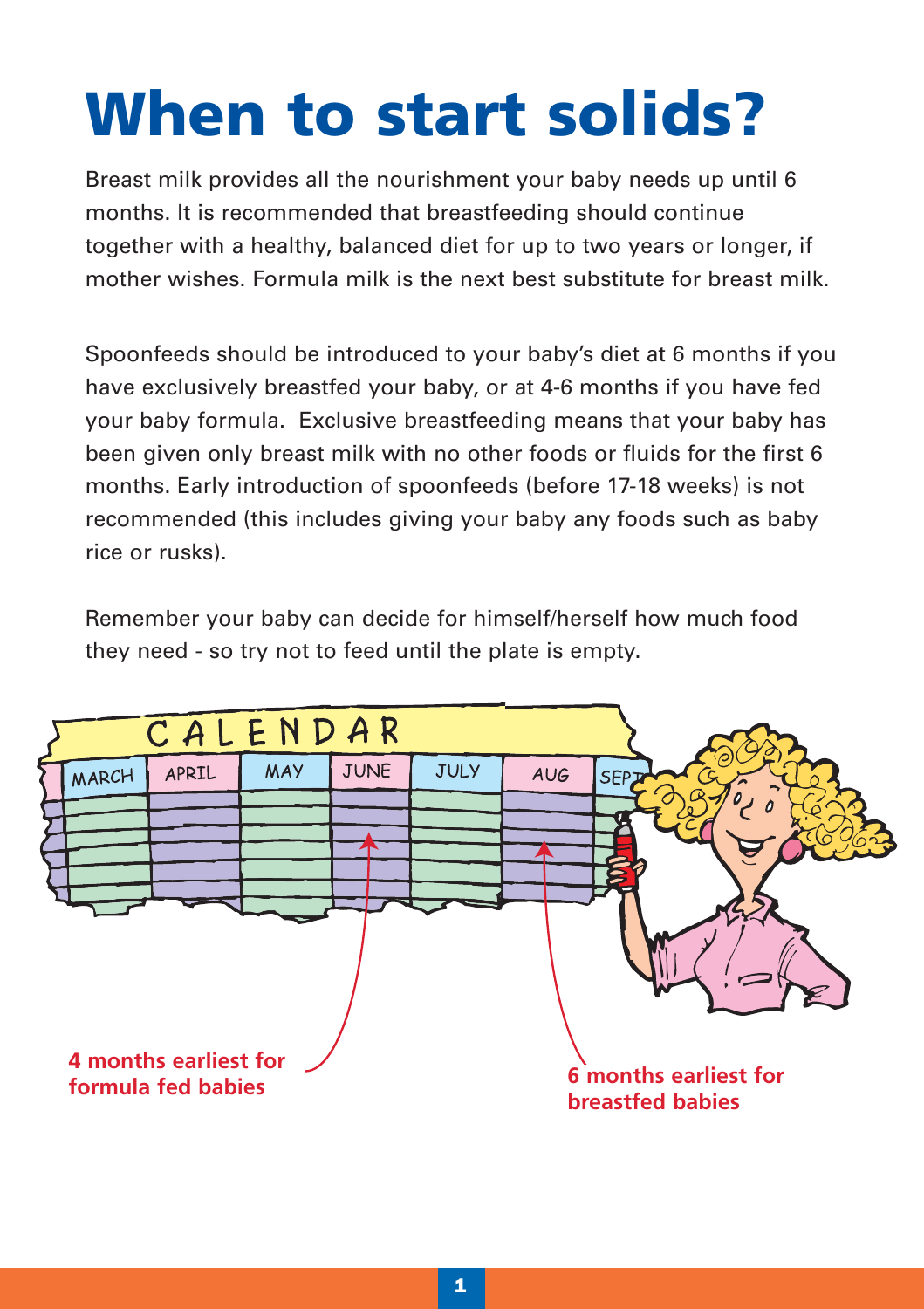# When to start solids?

Breast milk provides all the nourishment your baby needs up until 6 months. It is recommended that breastfeeding should continue together with a healthy, balanced diet for up to two years or longer, if mother wishes. Formula milk is the next best substitute for breast milk.

Spoonfeeds should be introduced to your baby's diet at 6 months if you have exclusively breastfed your baby, or at 4-6 months if you have fed your baby formula. Exclusive breastfeeding means that your baby has been given only breast milk with no other foods or fluids for the first 6 months. Early introduction of spoonfeeds (before 17-18 weeks) is not recommended (this includes giving your baby any foods such as baby rice or rusks).

Remember your baby can decide for himself/herself how much food they need - so try not to feed until the plate is empty.

**4 months earliest for formula fed babies**

**6 months earliest for breastfed babies**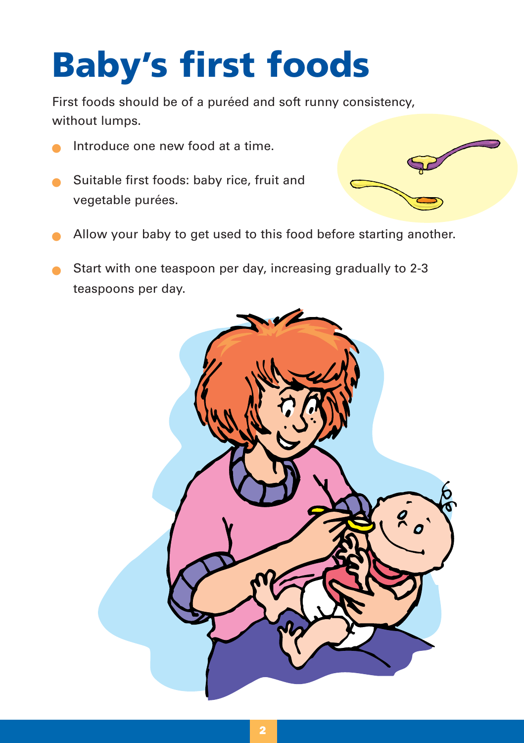# Baby's first foods

First foods should be of a puréed and soft runny consistency, without lumps.

- Introduce one new food at a time.
- Suitable first foods: baby rice, fruit and vegetable purées.
- Allow your baby to get used to this food before starting another.
- Start with one teaspoon per day, increasing gradually to 2-3 teaspoons per day.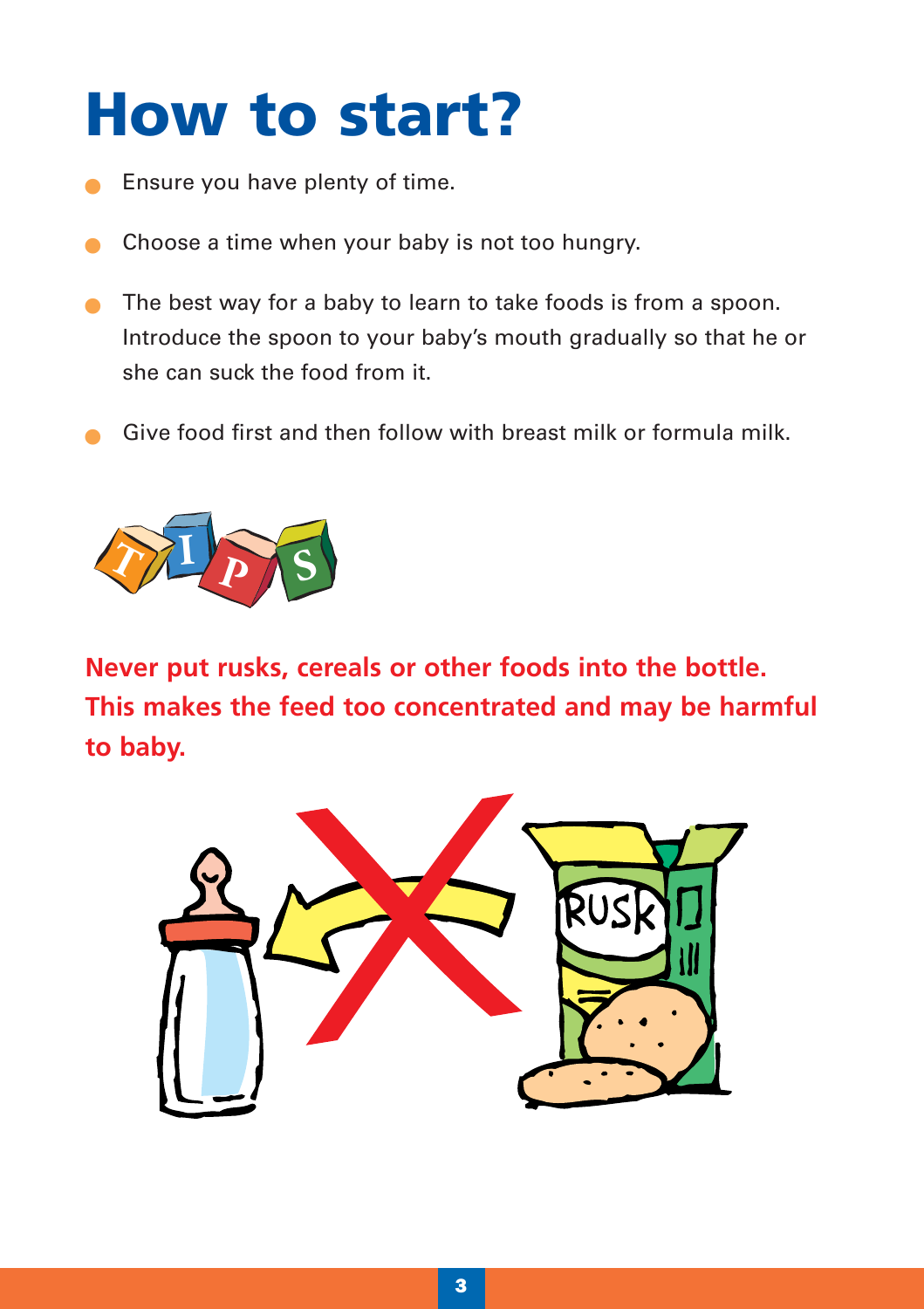# How to start?

- Ensure you have plenty of time.
- Choose a time when your baby is not too hungry.
- The best way for a baby to learn to take foods is from a spoon. Introduce the spoon to your baby's mouth gradually so that he or she can suck the food from it.
- Give food first and then follow with breast milk or formula milk.

TIPS

**Never put rusks, cereals or other foods into the bottle. This makes the feed too concentrated and may be harmful to baby.**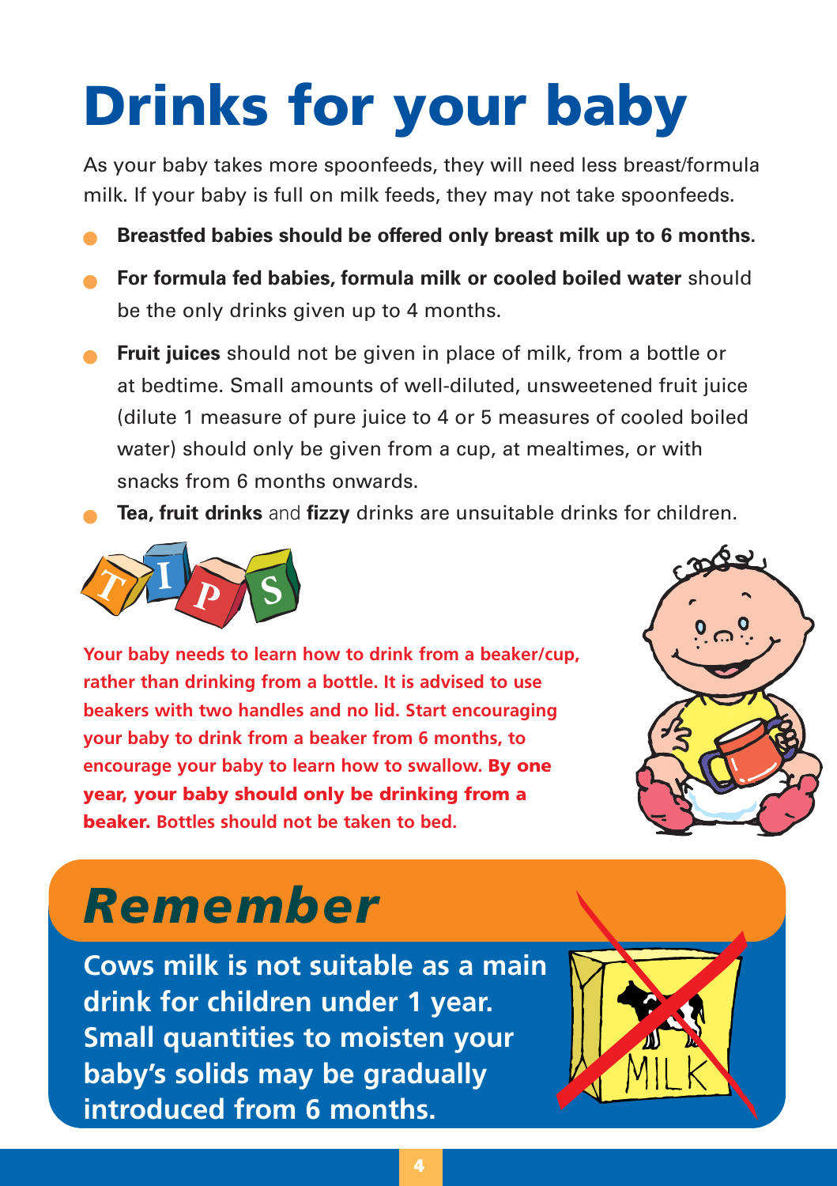# Drinks for your baby

As your baby takes more spoonfeeds, they will need less breast/formula milk. If your baby is full on milk feeds, they may not take spoonfeeds.

- **Breastfed babies should be offered only breast milk up to 6 months.**
- **For formula fed babies, formula milk or cooled boiled water** should be the only drinks given up to 4 months.
- **Fruit juices** should not be given in place of milk, from a bottle or at bedtime. Small amounts of well-diluted, unsweetened fruit juice (dilute 1 measure of pure juice to 4 or 5 measures of cooled boiled water) should only be given from a cup, at mealtimes, or with snacks from 6 months onwards.
- **Tea, fruit drinks** and **fizzy** drinks are unsuitable drinks for children.

## TIPS

Your baby needs to learn how to drink from a beaker/cup, rather than drinking from a bottle. It is advised to use beakers with two handles and no lid. Start encouraging your baby to drink from a beaker from 6 months, to encourage your baby to learn how to swallow. **By one year, your baby should only be drinking from a beaker.** Bottles should not be taken to bed.

## *Remember*

**Cows milk is not suitable as a main drink for children under 1 year. Small quantities to moisten your baby's solids may be gradually introduced from 6 months.**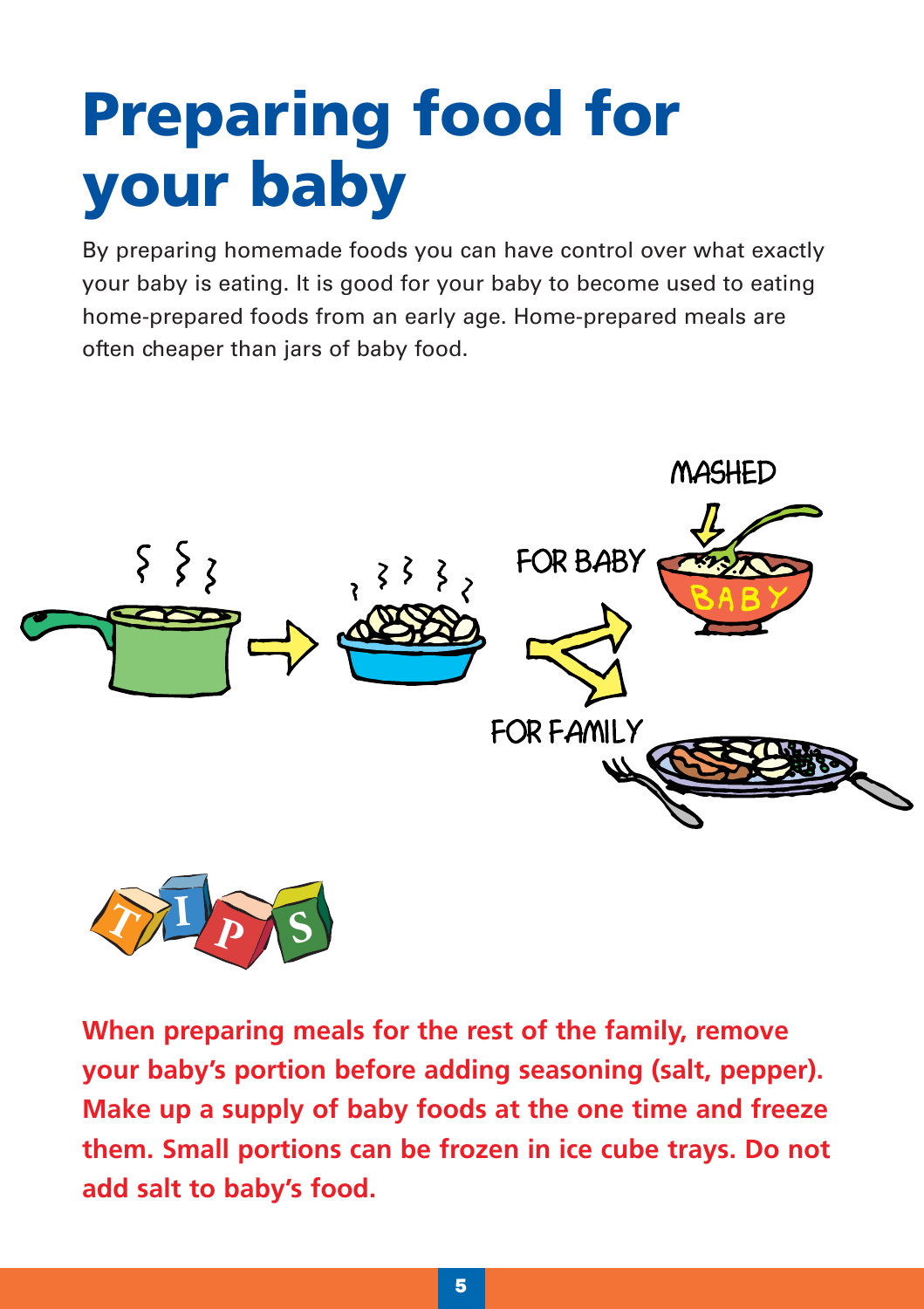# Preparing food for your baby

By preparing homemade foods you can have control over what exactly your baby is eating. It is good for your baby to become used to eating home-prepared foods from an early age. Home-prepared meals are often cheaper than jars of baby food.

**When preparing meals for the rest of the family, remove your baby's portion before adding seasoning (salt, pepper). Make up a supply of baby foods at the one time and freeze them. Small portions can be frozen in ice cube trays. Do not add salt to baby's food.**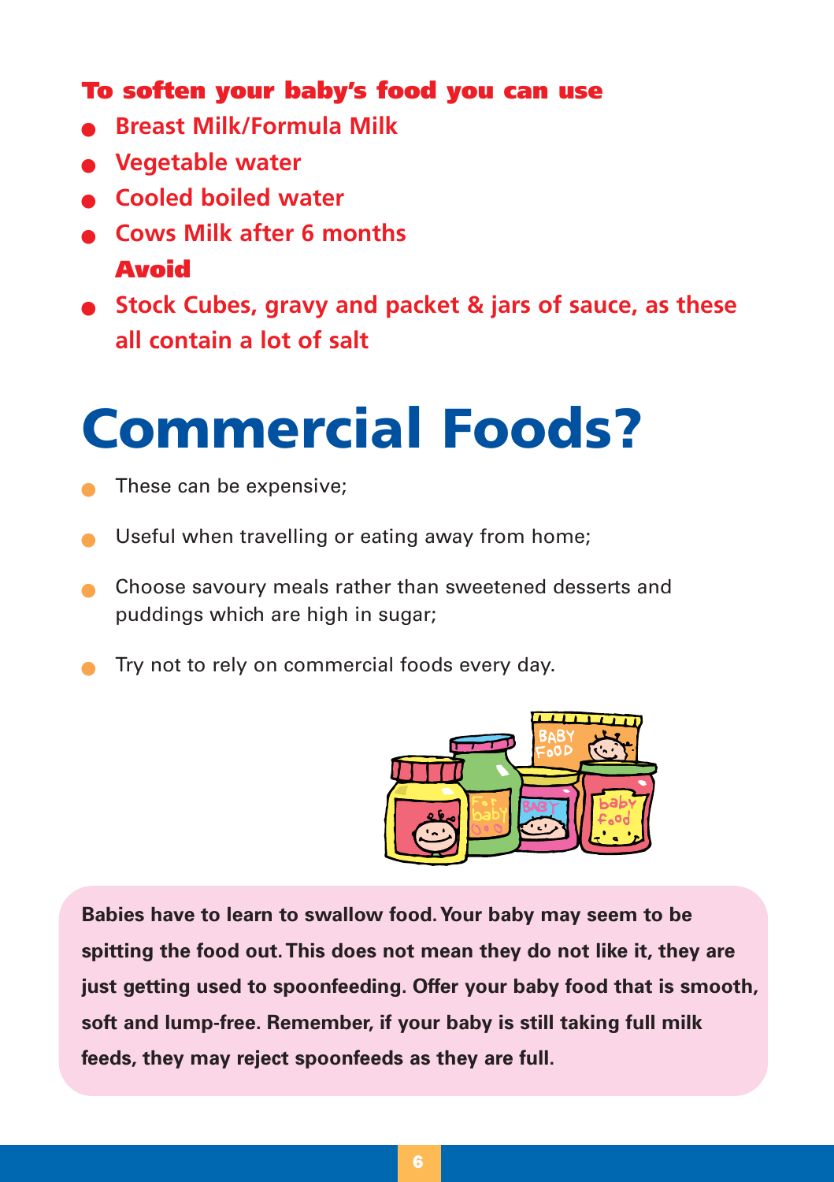### To soften your baby's food you can use

- Breast Milk/Formula Milk
- Vegetable water
- Cooled boiled water
- Cows Milk after 6 months

**Avoid**

- Stock Cubes, gravy and packet & jars of sauce, as these all contain a lot of salt

# Commercial Foods?

- These can be expensive;
- Useful when travelling or eating away from home;
- Choose savoury meals rather than sweetened desserts and puddings which are high in sugar;
- Try not to rely on commercial foods every day.

**Babies have to learn to swallow food. Your baby may seem to be spitting the food out. This does not mean they do not like it, they are just getting used to spoonfeeding. Offer your baby food that is smooth, soft and lump-free. Remember, if your baby is still taking full milk feeds, they may reject spoonfeeds as they are full.**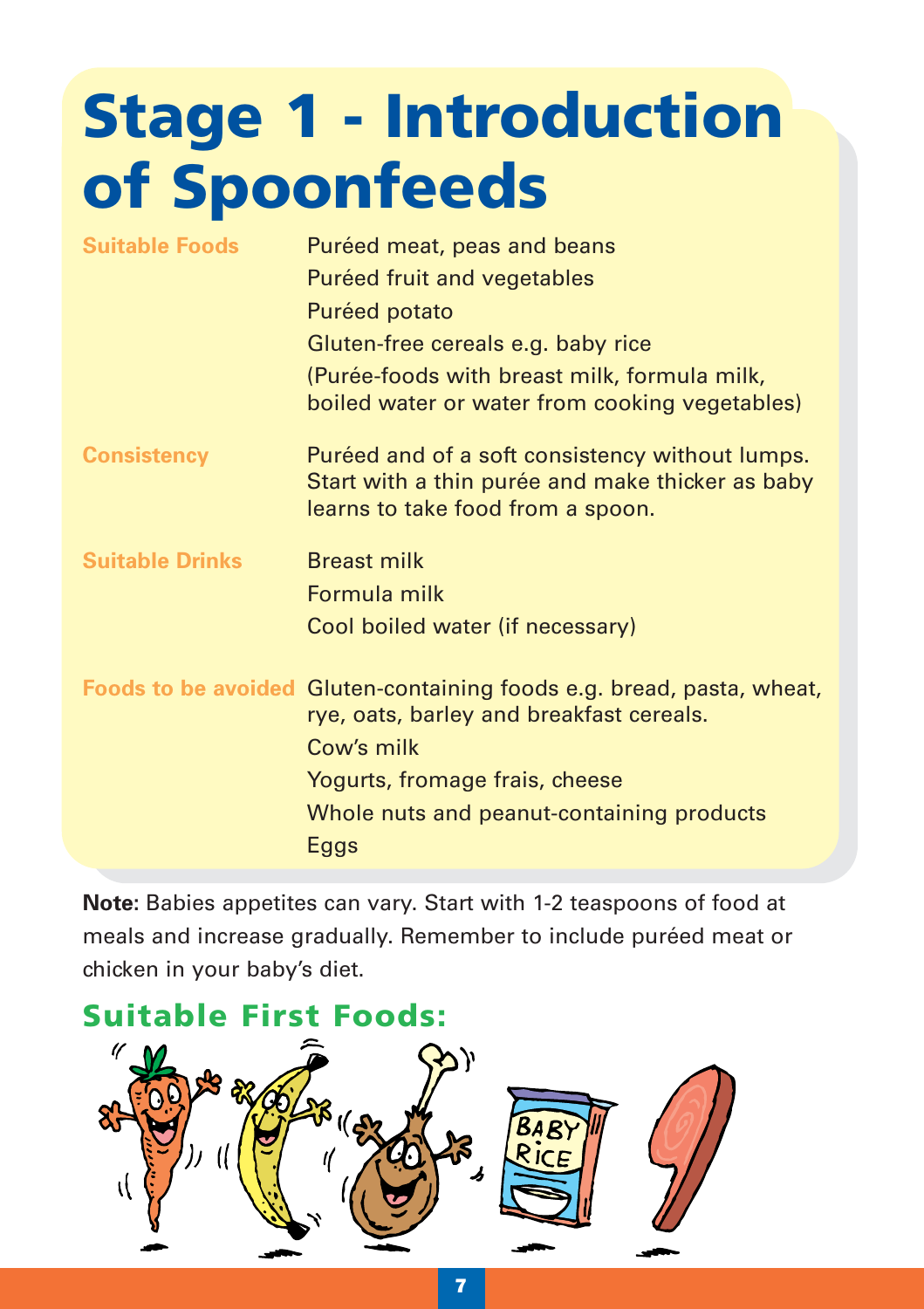# Stage 1 - Introduction of Spoonfeeds

| | |
|---|---|
| **Suitable Foods** | Puréed meat, peas and beans<br>Puréed fruit and vegetables<br>Puréed potato<br>Gluten-free cereals e.g. baby rice<br>(Purée-foods with breast milk, formula milk, boiled water or water from cooking vegetables) |
| **Consistency** | Puréed and of a soft consistency without lumps. Start with a thin purée and make thicker as baby learns to take food from a spoon. |
| **Suitable Drinks** | Breast milk<br>Formula milk<br>Cool boiled water (if necessary) |
| **Foods to be avoided** | Gluten-containing foods e.g. bread, pasta, wheat, rye, oats, barley and breakfast cereals.<br>Cow's milk<br>Yogurts, fromage frais, cheese<br>Whole nuts and peanut-containing products<br>Eggs |

**Note:** Babies appetites can vary. Start with 1-2 teaspoons of food at meals and increase gradually. Remember to include puréed meat or chicken in your baby's diet.

## Suitable First Foods: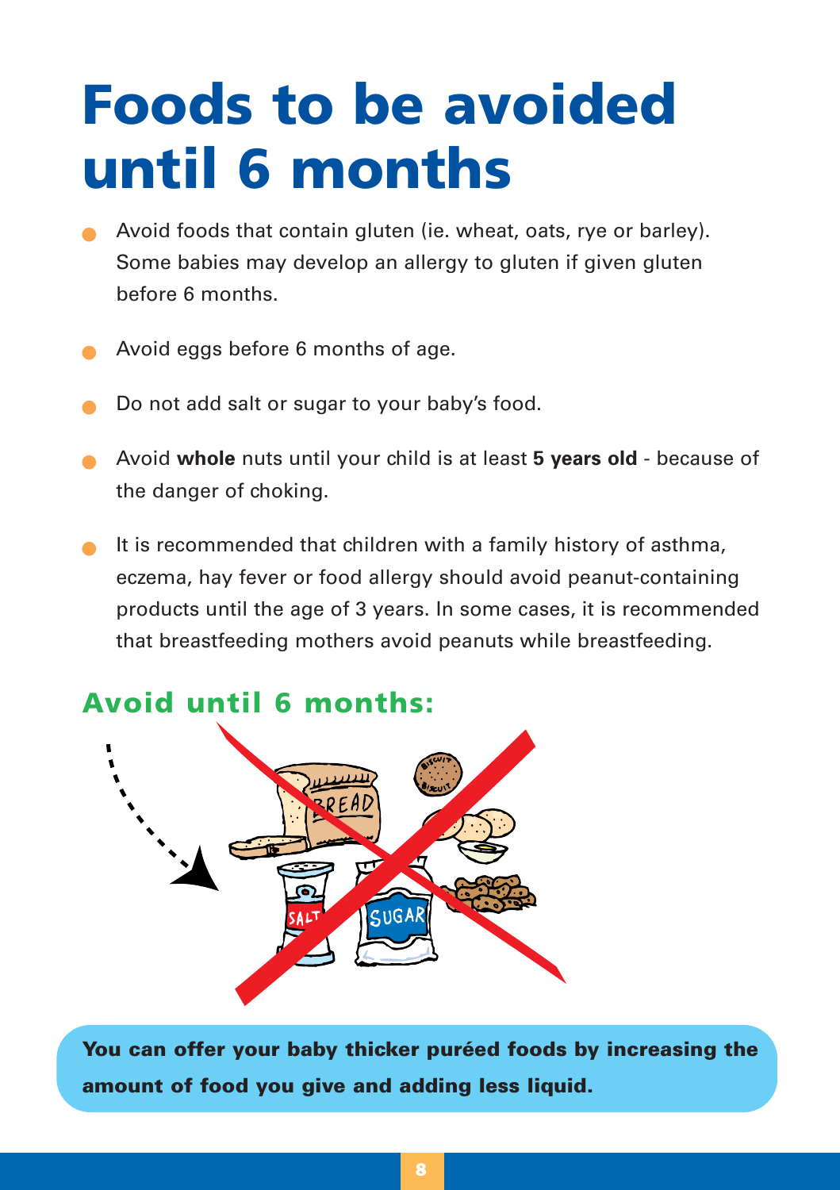# Foods to be avoided until 6 months

- Avoid foods that contain gluten (ie. wheat, oats, rye or barley). Some babies may develop an allergy to gluten if given gluten before 6 months.
- Avoid eggs before 6 months of age.
- Do not add salt or sugar to your baby's food.
- Avoid **whole** nuts until your child is at least **5 years old** - because of the danger of choking.
- It is recommended that children with a family history of asthma, eczema, hay fever or food allergy should avoid peanut-containing products until the age of 3 years. In some cases, it is recommended that breastfeeding mothers avoid peanuts while breastfeeding.

## Avoid until 6 months:

**You can offer your baby thicker puréed foods by increasing the amount of food you give and adding less liquid.**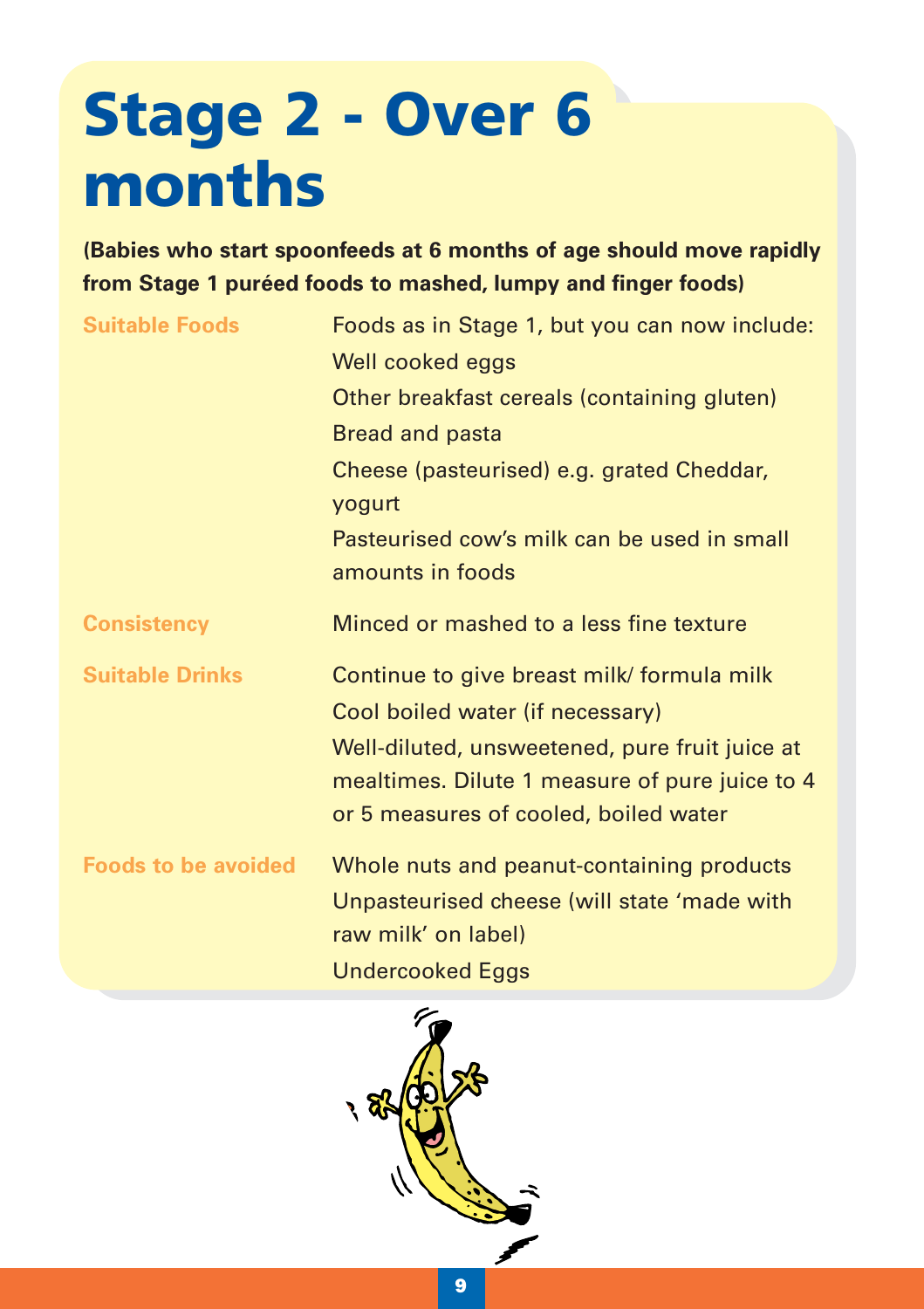# Stage 2 - Over 6 months

**(Babies who start spoonfeeds at 6 months of age should move rapidly from Stage 1 puréed foods to mashed, lumpy and finger foods)**

| | |
|---|---|
| **Suitable Foods** | Foods as in Stage 1, but you can now include:<br>Well cooked eggs<br>Other breakfast cereals (containing gluten)<br>Bread and pasta<br>Cheese (pasteurised) e.g. grated Cheddar, yogurt<br>Pasteurised cow's milk can be used in small amounts in foods |
| **Consistency** | Minced or mashed to a less fine texture |
| **Suitable Drinks** | Continue to give breast milk/ formula milk<br>Cool boiled water (if necessary)<br>Well-diluted, unsweetened, pure fruit juice at mealtimes. Dilute 1 measure of pure juice to 4 or 5 measures of cooled, boiled water |
| **Foods to be avoided** | Whole nuts and peanut-containing products<br>Unpasteurised cheese (will state 'made with raw milk' on label)<br>Undercooked Eggs |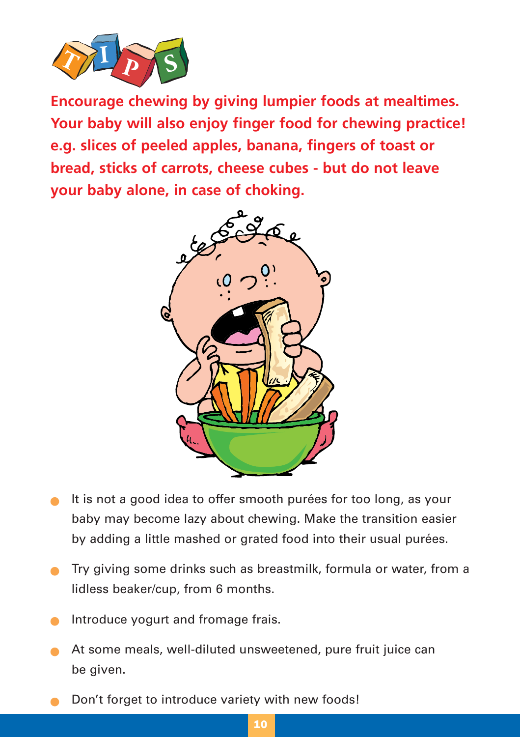# TIPS

**Encourage chewing by giving lumpier foods at mealtimes. Your baby will also enjoy finger food for chewing practice! e.g. slices of peeled apples, banana, fingers of toast or bread, sticks of carrots, cheese cubes - but do not leave your baby alone, in case of choking.**

- It is not a good idea to offer smooth purées for too long, as your baby may become lazy about chewing. Make the transition easier by adding a little mashed or grated food into their usual purées.
- Try giving some drinks such as breastmilk, formula or water, from a lidless beaker/cup, from 6 months.
- Introduce yogurt and fromage frais.
- At some meals, well-diluted unsweetened, pure fruit juice can be given.
- Don't forget to introduce variety with new foods!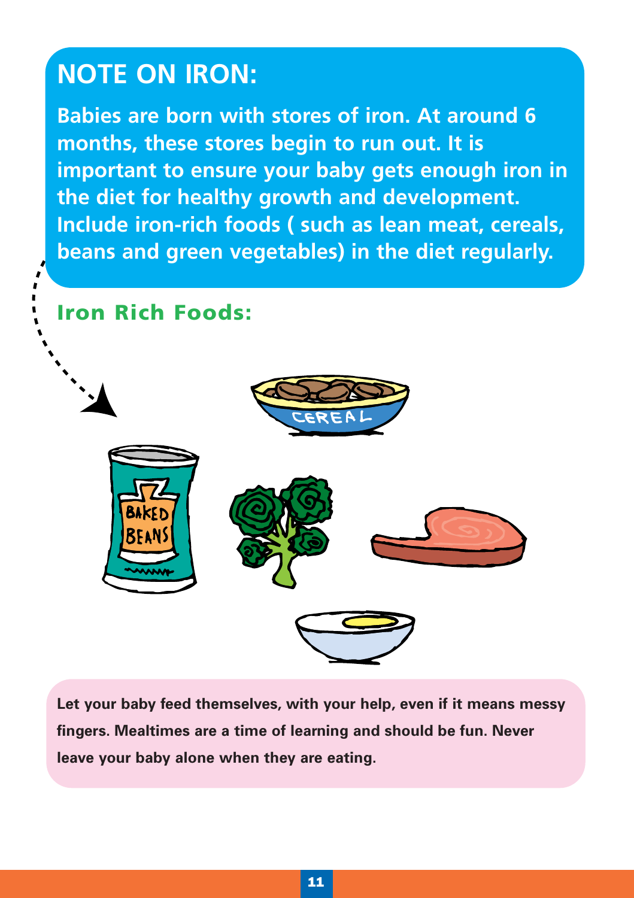## NOTE ON IRON:

**Babies are born with stores of iron. At around 6 months, these stores begin to run out. It is important to ensure your baby gets enough iron in the diet for healthy growth and development. Include iron-rich foods ( such as lean meat, cereals, beans and green vegetables) in the diet regularly.**

### Iron Rich Foods:

**Let your baby feed themselves, with your help, even if it means messy fingers. Mealtimes are a time of learning and should be fun. Never leave your baby alone when they are eating.**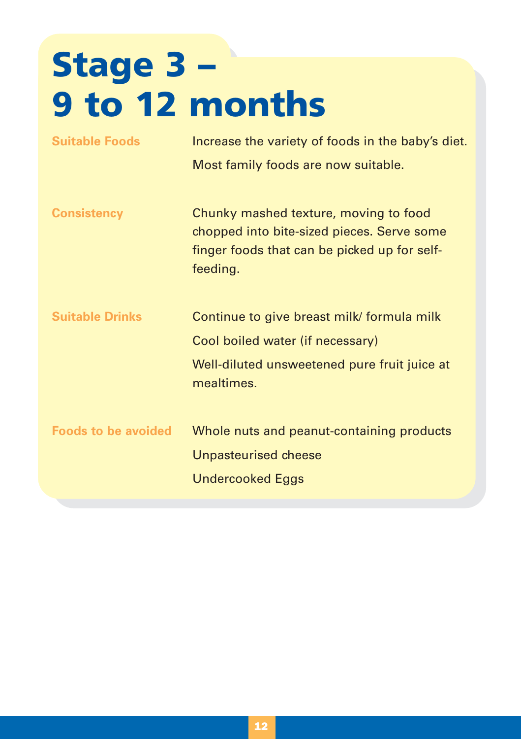# Stage 3 – 9 to 12 months

| | |
|---|---|
| **Suitable Foods** | Increase the variety of foods in the baby's diet.<br>Most family foods are now suitable. |
| **Consistency** | Chunky mashed texture, moving to food chopped into bite-sized pieces. Serve some finger foods that can be picked up for self-feeding. |
| **Suitable Drinks** | Continue to give breast milk/ formula milk<br>Cool boiled water (if necessary)<br>Well-diluted unsweetened pure fruit juice at mealtimes. |
| **Foods to be avoided** | Whole nuts and peanut-containing products<br>Unpasteurised cheese<br>Undercooked Eggs |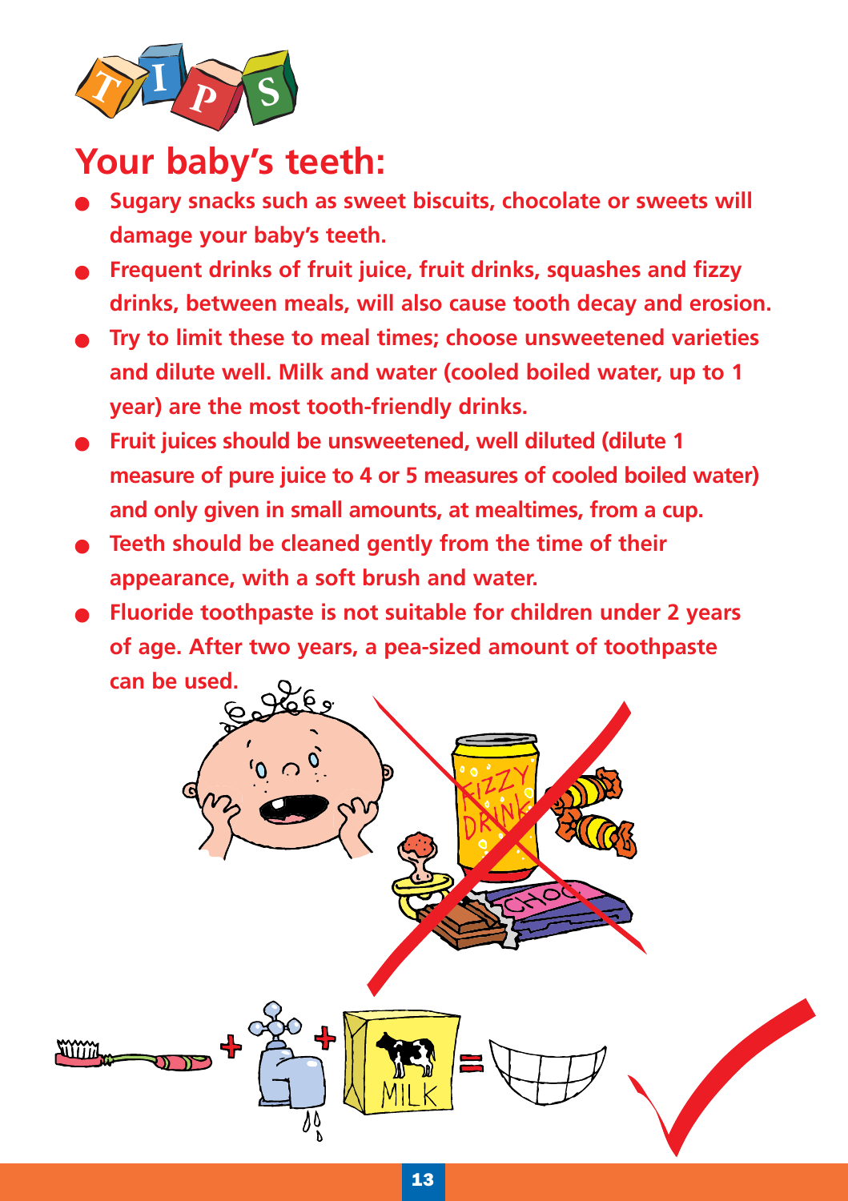TIPS

## Your baby's teeth:

- **Sugary snacks such as sweet biscuits, chocolate or sweets will damage your baby's teeth.**
- **Frequent drinks of fruit juice, fruit drinks, squashes and fizzy drinks, between meals, will also cause tooth decay and erosion.**
- **Try to limit these to meal times; choose unsweetened varieties and dilute well. Milk and water (cooled boiled water, up to 1 year) are the most tooth-friendly drinks.**
- **Fruit juices should be unsweetened, well diluted (dilute 1 measure of pure juice to 4 or 5 measures of cooled boiled water) and only given in small amounts, at mealtimes, from a cup.**
- **Teeth should be cleaned gently from the time of their appearance, with a soft brush and water.**
- **Fluoride toothpaste is not suitable for children under 2 years of age. After two years, a pea-sized amount of toothpaste can be used.**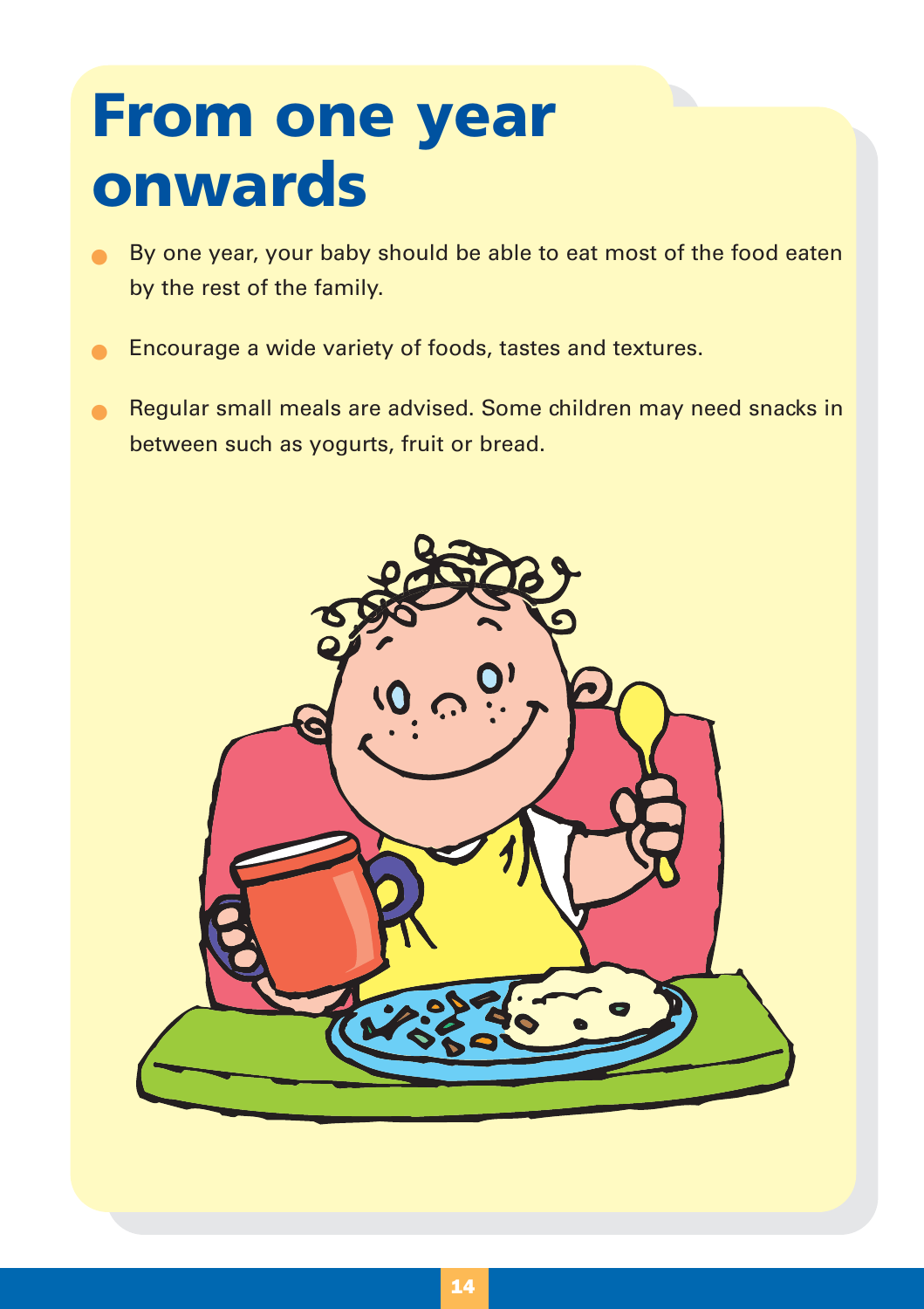# From one year onwards

- By one year, your baby should be able to eat most of the food eaten by the rest of the family.
- Encourage a wide variety of foods, tastes and textures.
- Regular small meals are advised. Some children may need snacks in between such as yogurts, fruit or bread.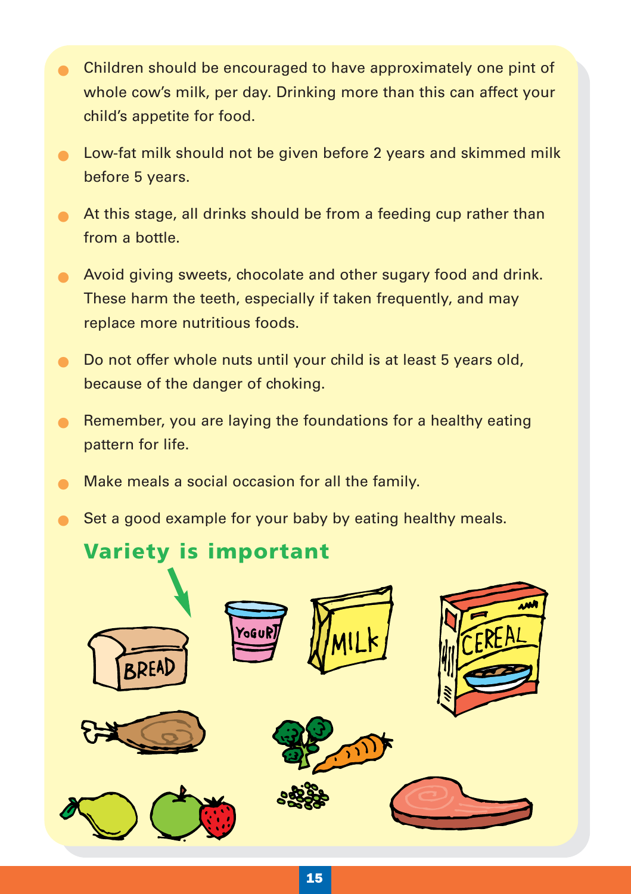- Children should be encouraged to have approximately one pint of whole cow's milk, per day. Drinking more than this can affect your child's appetite for food.
- Low-fat milk should not be given before 2 years and skimmed milk before 5 years.
- At this stage, all drinks should be from a feeding cup rather than from a bottle.
- Avoid giving sweets, chocolate and other sugary food and drink. These harm the teeth, especially if taken frequently, and may replace more nutritious foods.
- Do not offer whole nuts until your child is at least 5 years old, because of the danger of choking.
- Remember, you are laying the foundations for a healthy eating pattern for life.
- Make meals a social occasion for all the family.
- Set a good example for your baby by eating healthy meals.

## Variety is important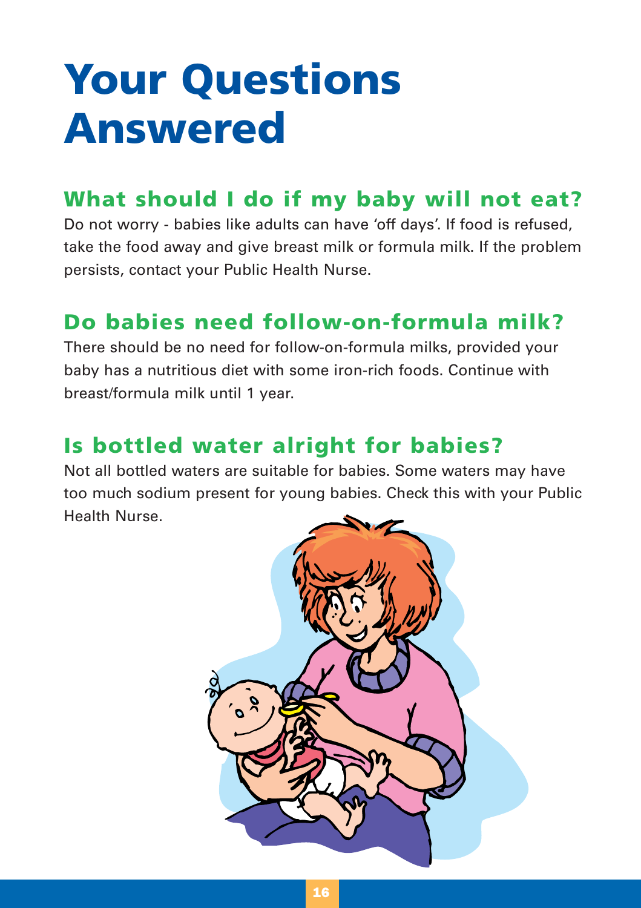# Your Questions Answered

## What should I do if my baby will not eat?

Do not worry - babies like adults can have 'off days'. If food is refused, take the food away and give breast milk or formula milk. If the problem persists, contact your Public Health Nurse.

## Do babies need follow-on-formula milk?

There should be no need for follow-on-formula milks, provided your baby has a nutritious diet with some iron-rich foods. Continue with breast/formula milk until 1 year.

## Is bottled water alright for babies?

Not all bottled waters are suitable for babies. Some waters may have too much sodium present for young babies. Check this with your Public Health Nurse.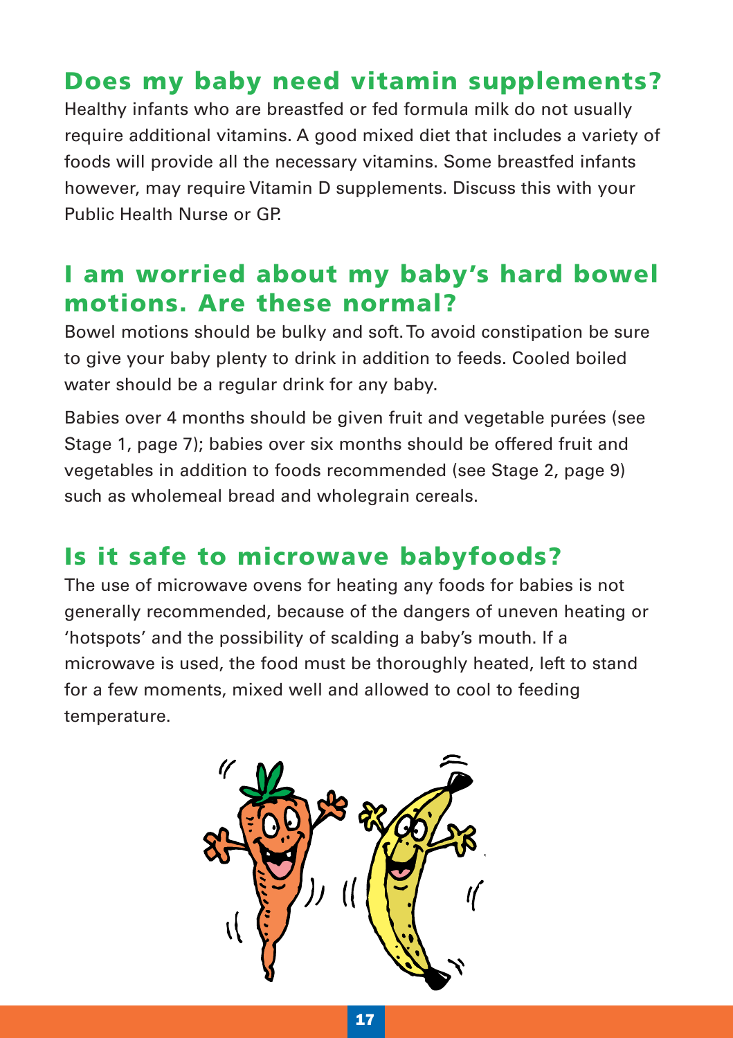## Does my baby need vitamin supplements?

Healthy infants who are breastfed or fed formula milk do not usually require additional vitamins. A good mixed diet that includes a variety of foods will provide all the necessary vitamins. Some breastfed infants however, may require Vitamin D supplements. Discuss this with your Public Health Nurse or GP.

## I am worried about my baby's hard bowel motions. Are these normal?

Bowel motions should be bulky and soft. To avoid constipation be sure to give your baby plenty to drink in addition to feeds. Cooled boiled water should be a regular drink for any baby.

Babies over 4 months should be given fruit and vegetable purées (see Stage 1, page 7); babies over six months should be offered fruit and vegetables in addition to foods recommended (see Stage 2, page 9) such as wholemeal bread and wholegrain cereals.

## Is it safe to microwave babyfoods?

The use of microwave ovens for heating any foods for babies is not generally recommended, because of the dangers of uneven heating or 'hotspots' and the possibility of scalding a baby's mouth. If a microwave is used, the food must be thoroughly heated, left to stand for a few moments, mixed well and allowed to cool to feeding temperature.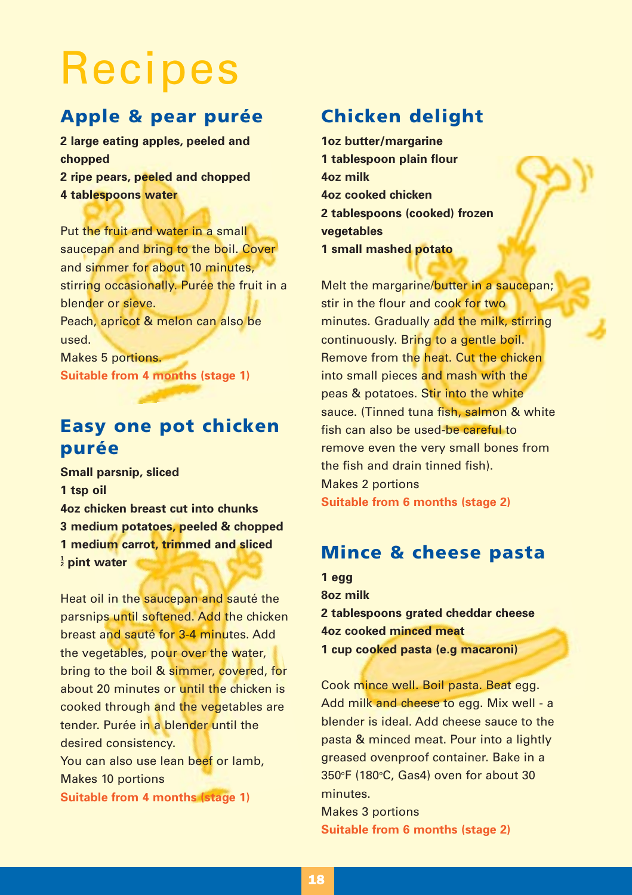# Recipes

## Apple & pear purée

**2 large eating apples, peeled and chopped**
**2 ripe pears, peeled and chopped**
**4 tablespoons water**

Put the fruit and water in a small saucepan and bring to the boil. Cover and simmer for about 10 minutes, stirring occasionally. Purée the fruit in a blender or sieve.
Peach, apricot & melon can also be used.
Makes 5 portions.
**Suitable from 4 months (stage 1)**

## Easy one pot chicken purée

**Small parsnip, sliced**
**1 tsp oil**
**4oz chicken breast cut into chunks**
**3 medium potatoes, peeled & chopped**
**1 medium carrot, trimmed and sliced**
**½ pint water**

Heat oil in the saucepan and sauté the parsnips until softened. Add the chicken breast and sauté for 3-4 minutes. Add the vegetables, pour over the water, bring to the boil & simmer, covered, for about 20 minutes or until the chicken is cooked through and the vegetables are tender. Purée in a blender until the desired consistency.
You can also use lean beef or lamb,
Makes 10 portions
**Suitable from 4 months (stage 1)**

## Chicken delight

**1oz butter/margarine**
**1 tablespoon plain flour**
**4oz milk**
**4oz cooked chicken**
**2 tablespoons (cooked) frozen vegetables**
**1 small mashed potato**

Melt the margarine/butter in a saucepan; stir in the flour and cook for two minutes. Gradually add the milk, stirring continuously. Bring to a gentle boil. Remove from the heat. Cut the chicken into small pieces and mash with the peas & potatoes. Stir into the white sauce. (Tinned tuna fish, salmon & white fish can also be used-be careful to remove even the very small bones from the fish and drain tinned fish).
Makes 2 portions
**Suitable from 6 months (stage 2)**

## Mince & cheese pasta

**1 egg**
**8oz milk**
**2 tablespoons grated cheddar cheese**
**4oz cooked minced meat**
**1 cup cooked pasta (e.g macaroni)**

Cook mince well. Boil pasta. Beat egg. Add milk and cheese to egg. Mix well - a blender is ideal. Add cheese sauce to the pasta & minced meat. Pour into a lightly greased ovenproof container. Bake in a 350°F (180°C, Gas4) oven for about 30 minutes.
Makes 3 portions
**Suitable from 6 months (stage 2)**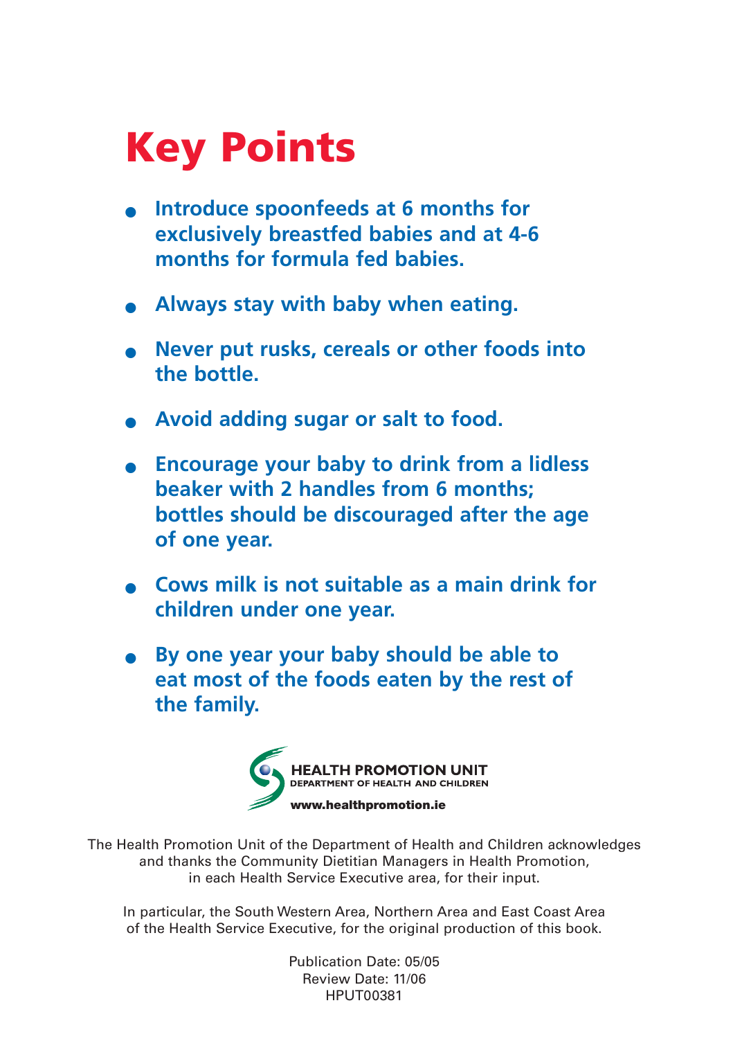# Key Points

- **Introduce spoonfeeds at 6 months for exclusively breastfed babies and at 4-6 months for formula fed babies.**
- **Always stay with baby when eating.**
- **Never put rusks, cereals or other foods into the bottle.**
- **Avoid adding sugar or salt to food.**
- **Encourage your baby to drink from a lidless beaker with 2 handles from 6 months; bottles should be discouraged after the age of one year.**
- **Cows milk is not suitable as a main drink for children under one year.**
- **By one year your baby should be able to eat most of the foods eaten by the rest of the family.**

HEALTH PROMOTION UNIT
DEPARTMENT OF HEALTH AND CHILDREN
www.healthpromotion.ie

The Health Promotion Unit of the Department of Health and Children acknowledges and thanks the Community Dietitian Managers in Health Promotion, in each Health Service Executive area, for their input.

In particular, the South Western Area, Northern Area and East Coast Area of the Health Service Executive, for the original production of this book.

Publication Date: 05/05
Review Date: 11/06
HPUT00381